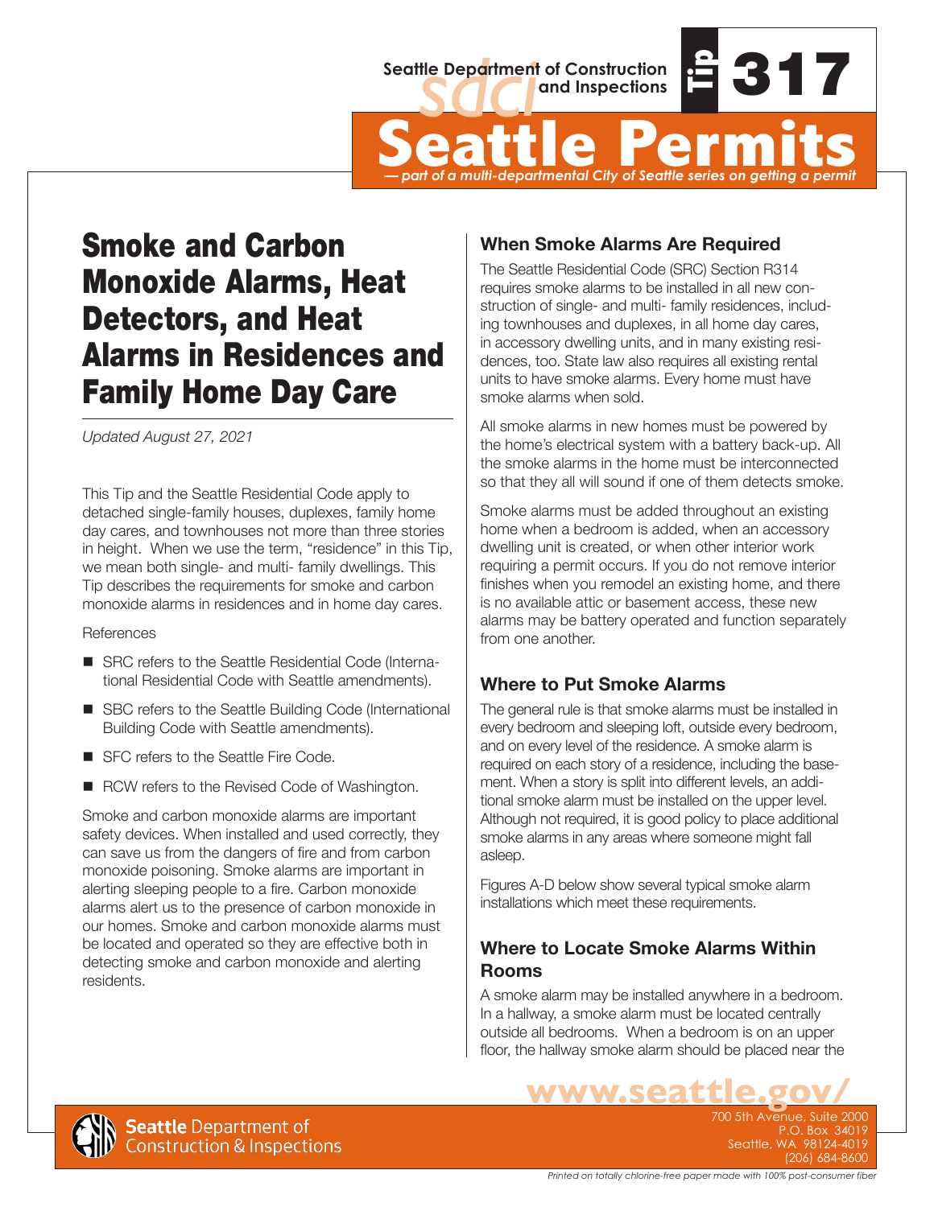Seattle Department of Construction and Inspections

Tip 317

# Seattle Permits

*— part of a multi-departmental City of Seattle series on getting a permit*

# Smoke and Carbon Monoxide Alarms, Heat Detectors, and Heat Alarms in Residences and Family Home Day Care

*Updated August 27, 2021*

This Tip and the Seattle Residential Code apply to detached single-family houses, duplexes, family home day cares, and townhouses not more than three stories in height. When we use the term, "residence" in this Tip, we mean both single- and multi- family dwellings. This Tip describes the requirements for smoke and carbon monoxide alarms in residences and in home day cares.

References

- SRC refers to the Seattle Residential Code (International Residential Code with Seattle amendments).
- SBC refers to the Seattle Building Code (International Building Code with Seattle amendments).
- SFC refers to the Seattle Fire Code.
- RCW refers to the Revised Code of Washington.

Smoke and carbon monoxide alarms are important safety devices. When installed and used correctly, they can save us from the dangers of fire and from carbon monoxide poisoning. Smoke alarms are important in alerting sleeping people to a fire. Carbon monoxide alarms alert us to the presence of carbon monoxide in our homes. Smoke and carbon monoxide alarms must be located and operated so they are effective both in detecting smoke and carbon monoxide and alerting residents.

## When Smoke Alarms Are Required

The Seattle Residential Code (SRC) Section R314 requires smoke alarms to be installed in all new construction of single- and multi- family residences, including townhouses and duplexes, in all home day cares, in accessory dwelling units, and in many existing residences, too. State law also requires all existing rental units to have smoke alarms. Every home must have smoke alarms when sold.

All smoke alarms in new homes must be powered by the home's electrical system with a battery back-up. All the smoke alarms in the home must be interconnected so that they all will sound if one of them detects smoke.

Smoke alarms must be added throughout an existing home when a bedroom is added, when an accessory dwelling unit is created, or when other interior work requiring a permit occurs. If you do not remove interior finishes when you remodel an existing home, and there is no available attic or basement access, these new alarms may be battery operated and function separately from one another.

## Where to Put Smoke Alarms

The general rule is that smoke alarms must be installed in every bedroom and sleeping loft, outside every bedroom, and on every level of the residence. A smoke alarm is required on each story of a residence, including the basement. When a story is split into different levels, an additional smoke alarm must be installed on the upper level. Although not required, it is good policy to place additional smoke alarms in any areas where someone might fall asleep.

Figures A-D below show several typical smoke alarm installations which meet these requirements.

## Where to Locate Smoke Alarms Within Rooms

A smoke alarm may be installed anywhere in a bedroom. In a hallway, a smoke alarm must be located centrally outside all bedrooms. When a bedroom is on an upper floor, the hallway smoke alarm should be placed near the

www.seattle.gov/

Seattle Department of Construction & Inspections

700 5th Avenue, Suite 2000
P.O. Box 34019
Seattle, WA 98124-4019
(206) 684-8600

*Printed on totally chlorine-free paper made with 100% post-consumer fiber*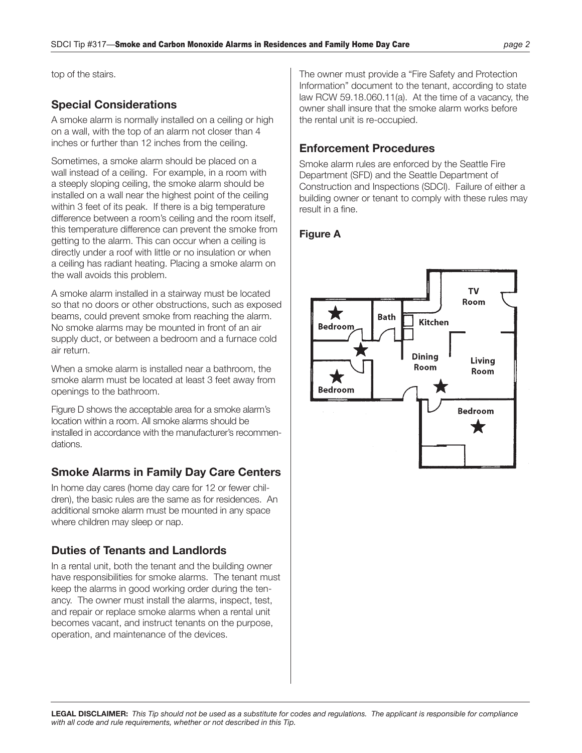top of the stairs.

## Special Considerations

A smoke alarm is normally installed on a ceiling or high on a wall, with the top of an alarm not closer than 4 inches or further than 12 inches from the ceiling.

Sometimes, a smoke alarm should be placed on a wall instead of a ceiling. For example, in a room with a steeply sloping ceiling, the smoke alarm should be installed on a wall near the highest point of the ceiling within 3 feet of its peak. If there is a big temperature difference between a room's ceiling and the room itself, this temperature difference can prevent the smoke from getting to the alarm. This can occur when a ceiling is directly under a roof with little or no insulation or when a ceiling has radiant heating. Placing a smoke alarm on the wall avoids this problem.

A smoke alarm installed in a stairway must be located so that no doors or other obstructions, such as exposed beams, could prevent smoke from reaching the alarm. No smoke alarms may be mounted in front of an air supply duct, or between a bedroom and a furnace cold air return.

When a smoke alarm is installed near a bathroom, the smoke alarm must be located at least 3 feet away from openings to the bathroom.

Figure D shows the acceptable area for a smoke alarm's location within a room. All smoke alarms should be installed in accordance with the manufacturer's recommendations.

## Smoke Alarms in Family Day Care Centers

In home day cares (home day care for 12 or fewer children), the basic rules are the same as for residences. An additional smoke alarm must be mounted in any space where children may sleep or nap.

## Duties of Tenants and Landlords

In a rental unit, both the tenant and the building owner have responsibilities for smoke alarms. The tenant must keep the alarms in good working order during the tenancy. The owner must install the alarms, inspect, test, and repair or replace smoke alarms when a rental unit becomes vacant, and instruct tenants on the purpose, operation, and maintenance of the devices.

The owner must provide a "Fire Safety and Protection Information" document to the tenant, according to state law RCW 59.18.060.11(a). At the time of a vacancy, the owner shall insure that the smoke alarm works before the rental unit is re-occupied.

## Enforcement Procedures

Smoke alarm rules are enforced by the Seattle Fire Department (SFD) and the Seattle Department of Construction and Inspections (SDCI). Failure of either a building owner or tenant to comply with these rules may result in a fine.

### Figure A

**LEGAL DISCLAIMER:** *This Tip should not be used as a substitute for codes and regulations. The applicant is responsible for compliance with all code and rule requirements, whether or not described in this Tip.*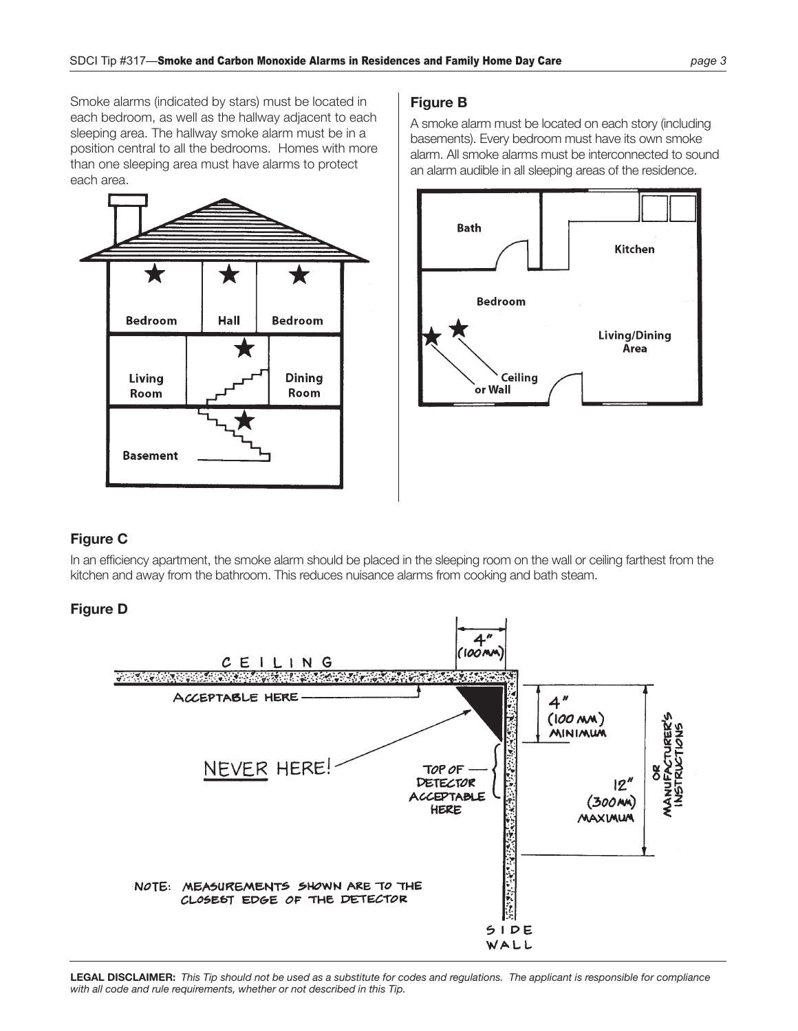Smoke alarms (indicated by stars) must be located in each bedroom, as well as the hallway adjacent to each sleeping area. The hallway smoke alarm must be in a position central to all the bedrooms. Homes with more than one sleeping area must have alarms to protect each area.

## Figure B

A smoke alarm must be located on each story (including basements). Every bedroom must have its own smoke alarm. All smoke alarms must be interconnected to sound an alarm audible in all sleeping areas of the residence.

## Figure C

In an efficiency apartment, the smoke alarm should be placed in the sleeping room on the wall or ceiling farthest from the kitchen and away from the bathroom. This reduces nuisance alarms from cooking and bath steam.

## Figure D

**LEGAL DISCLAIMER:** *This Tip should not be used as a substitute for codes and regulations. The applicant is responsible for compliance with all code and rule requirements, whether or not described in this Tip.*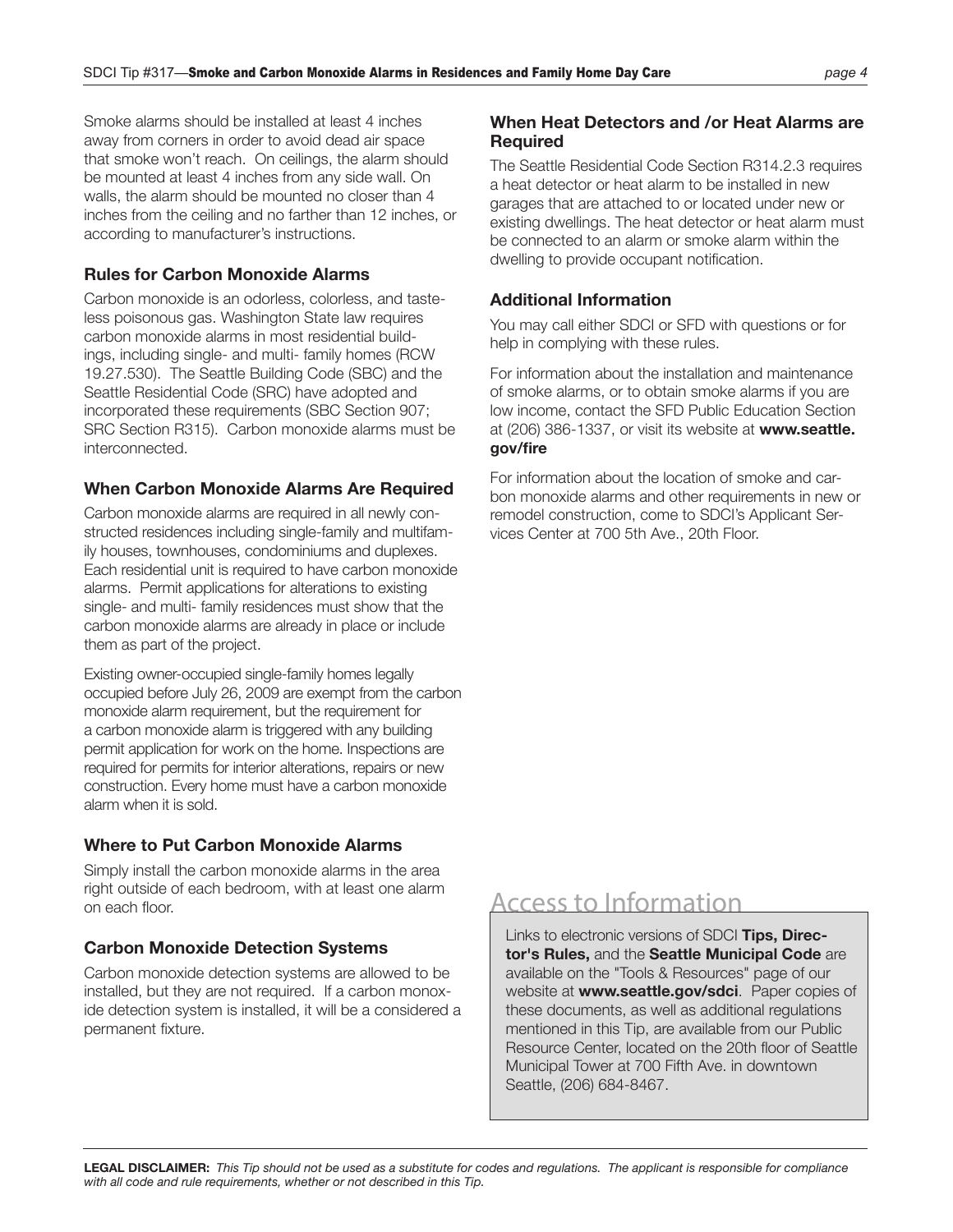Smoke alarms should be installed at least 4 inches away from corners in order to avoid dead air space that smoke won't reach. On ceilings, the alarm should be mounted at least 4 inches from any side wall. On walls, the alarm should be mounted no closer than 4 inches from the ceiling and no farther than 12 inches, or according to manufacturer's instructions.

### Rules for Carbon Monoxide Alarms

Carbon monoxide is an odorless, colorless, and tasteless poisonous gas. Washington State law requires carbon monoxide alarms in most residential buildings, including single- and multi- family homes (RCW 19.27.530). The Seattle Building Code (SBC) and the Seattle Residential Code (SRC) have adopted and incorporated these requirements (SBC Section 907; SRC Section R315). Carbon monoxide alarms must be interconnected.

### When Carbon Monoxide Alarms Are Required

Carbon monoxide alarms are required in all newly constructed residences including single-family and multifamily houses, townhouses, condominiums and duplexes. Each residential unit is required to have carbon monoxide alarms. Permit applications for alterations to existing single- and multi- family residences must show that the carbon monoxide alarms are already in place or include them as part of the project.

Existing owner-occupied single-family homes legally occupied before July 26, 2009 are exempt from the carbon monoxide alarm requirement, but the requirement for a carbon monoxide alarm is triggered with any building permit application for work on the home. Inspections are required for permits for interior alterations, repairs or new construction. Every home must have a carbon monoxide alarm when it is sold.

### Where to Put Carbon Monoxide Alarms

Simply install the carbon monoxide alarms in the area right outside of each bedroom, with at least one alarm on each floor.

### Carbon Monoxide Detection Systems

Carbon monoxide detection systems are allowed to be installed, but they are not required. If a carbon monoxide detection system is installed, it will be a considered a permanent fixture.

### When Heat Detectors and /or Heat Alarms are Required

The Seattle Residential Code Section R314.2.3 requires a heat detector or heat alarm to be installed in new garages that are attached to or located under new or existing dwellings. The heat detector or heat alarm must be connected to an alarm or smoke alarm within the dwelling to provide occupant notification.

### Additional Information

You may call either SDCI or SFD with questions or for help in complying with these rules.

For information about the installation and maintenance of smoke alarms, or to obtain smoke alarms if you are low income, contact the SFD Public Education Section at (206) 386-1337, or visit its website at **www.seattle.gov/fire**

For information about the location of smoke and carbon monoxide alarms and other requirements in new or remodel construction, come to SDCI's Applicant Services Center at 700 5th Ave., 20th Floor.

## Access to Information

Links to electronic versions of SDCI **Tips, Director's Rules,** and the **Seattle Municipal Code** are available on the "Tools & Resources" page of our website at **www.seattle.gov/sdci**. Paper copies of these documents, as well as additional regulations mentioned in this Tip, are available from our Public Resource Center, located on the 20th floor of Seattle Municipal Tower at 700 Fifth Ave. in downtown Seattle, (206) 684-8467.

**LEGAL DISCLAIMER:** *This Tip should not be used as a substitute for codes and regulations. The applicant is responsible for compliance with all code and rule requirements, whether or not described in this Tip.*